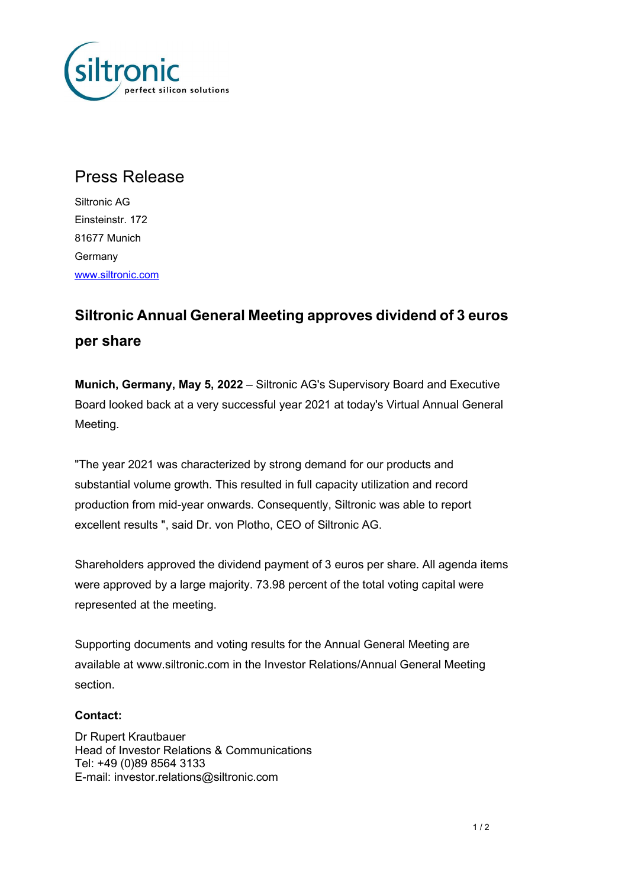# Press Release

Siltronic AG
Einsteinstr. 172
81677 Munich
Germany
www.siltronic.com

## Siltronic Annual General Meeting approves dividend of 3 euros per share

**Munich, Germany, May 5, 2022** – Siltronic AG's Supervisory Board and Executive Board looked back at a very successful year 2021 at today's Virtual Annual General Meeting.

"The year 2021 was characterized by strong demand for our products and substantial volume growth. This resulted in full capacity utilization and record production from mid-year onwards. Consequently, Siltronic was able to report excellent results ", said Dr. von Plotho, CEO of Siltronic AG.

Shareholders approved the dividend payment of 3 euros per share. All agenda items were approved by a large majority. 73.98 percent of the total voting capital were represented at the meeting.

Supporting documents and voting results for the Annual General Meeting are available at www.siltronic.com in the Investor Relations/Annual General Meeting section.

**Contact:**

Dr Rupert Krautbauer
Head of Investor Relations & Communications
Tel: +49 (0)89 8564 3133
E-mail: investor.relations@siltronic.com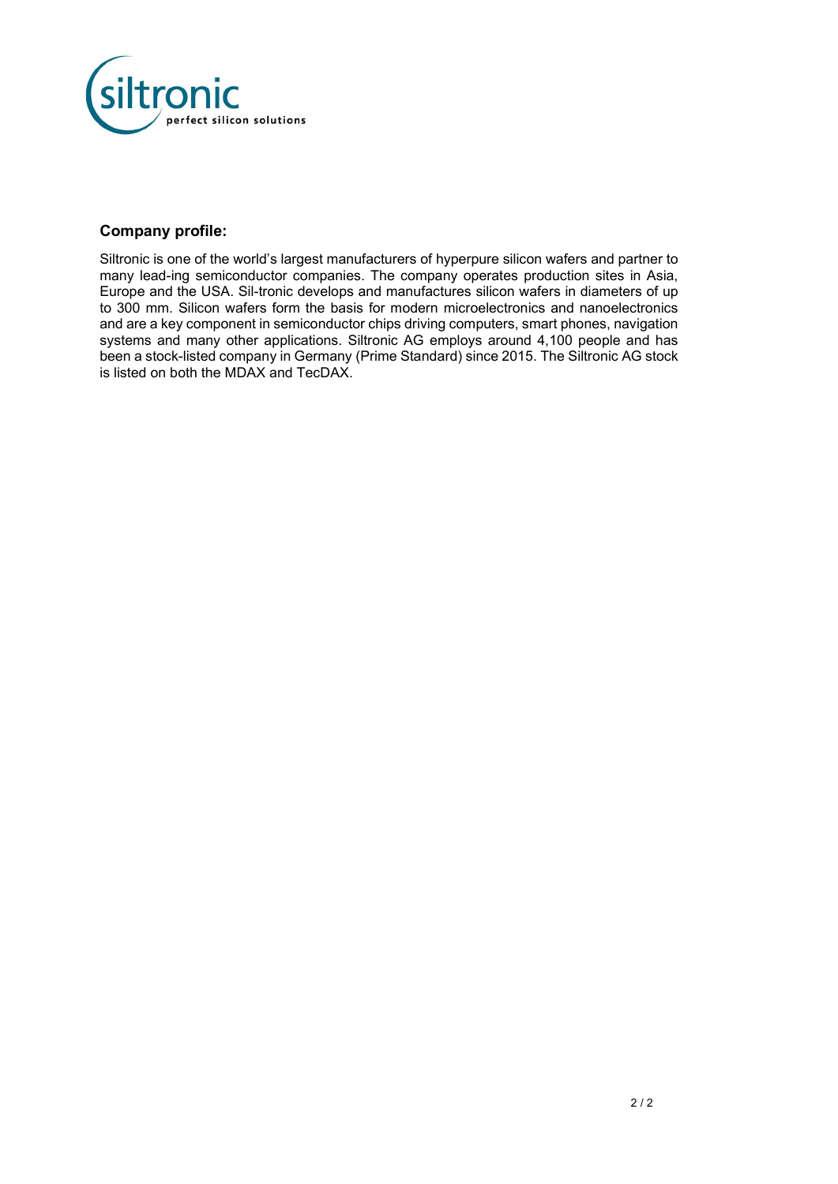## Company profile:

Siltronic is one of the world's largest manufacturers of hyperpure silicon wafers and partner to many lead-ing semiconductor companies. The company operates production sites in Asia, Europe and the USA. Sil-tronic develops and manufactures silicon wafers in diameters of up to 300 mm. Silicon wafers form the basis for modern microelectronics and nanoelectronics and are a key component in semiconductor chips driving computers, smart phones, navigation systems and many other applications. Siltronic AG employs around 4,100 people and has been a stock-listed company in Germany (Prime Standard) since 2015. The Siltronic AG stock is listed on both the MDAX and TecDAX.